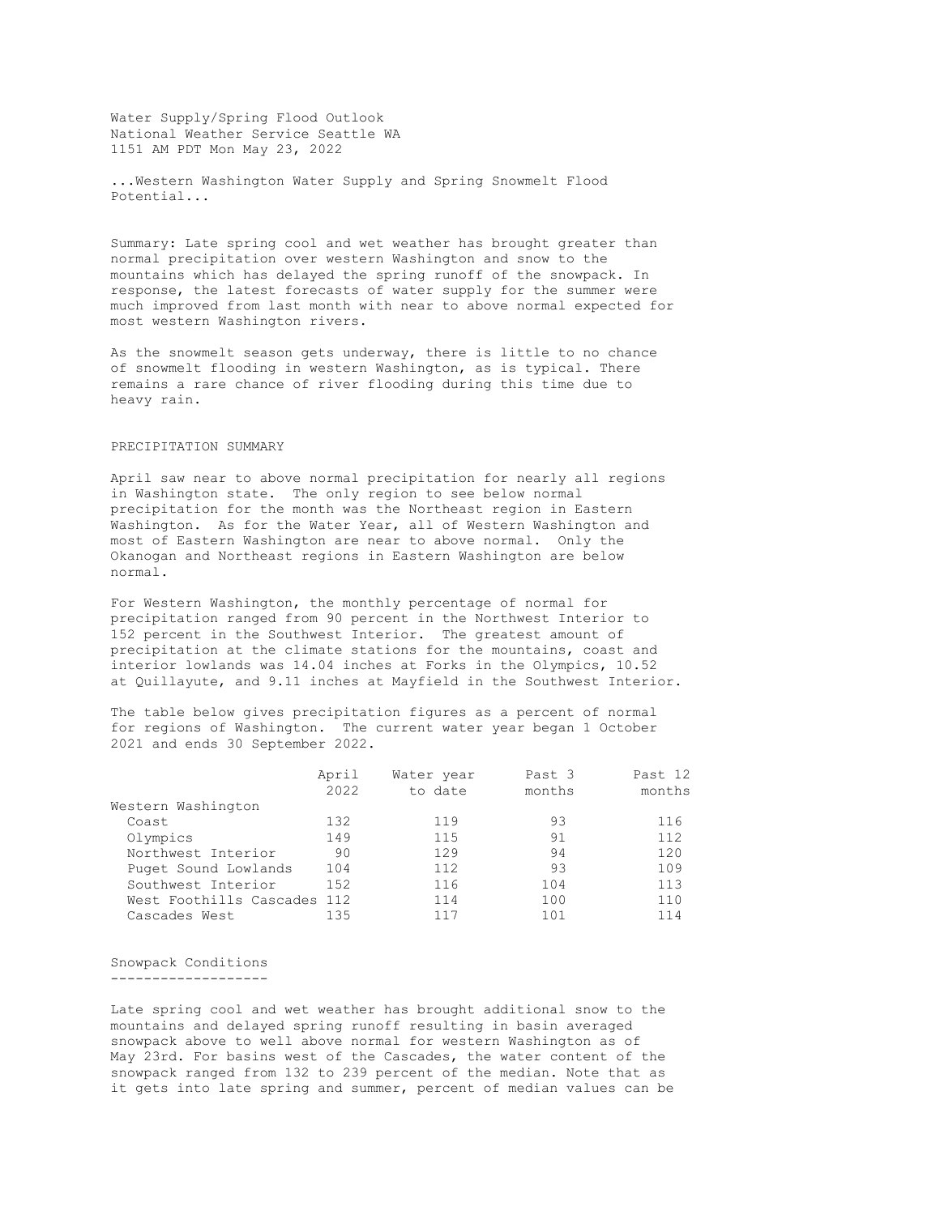Water Supply/Spring Flood Outlook
National Weather Service Seattle WA
1151 AM PDT Mon May 23, 2022

...Western Washington Water Supply and Spring Snowmelt Flood Potential...

Summary: Late spring cool and wet weather has brought greater than normal precipitation over western Washington and snow to the mountains which has delayed the spring runoff of the snowpack. In response, the latest forecasts of water supply for the summer were much improved from last month with near to above normal expected for most western Washington rivers.

As the snowmelt season gets underway, there is little to no chance of snowmelt flooding in western Washington, as is typical. There remains a rare chance of river flooding during this time due to heavy rain.

## PRECIPITATION SUMMARY

April saw near to above normal precipitation for nearly all regions in Washington state. The only region to see below normal precipitation for the month was the Northeast region in Eastern Washington. As for the Water Year, all of Western Washington and most of Eastern Washington are near to above normal. Only the Okanogan and Northeast regions in Eastern Washington are below normal.

For Western Washington, the monthly percentage of normal for precipitation ranged from 90 percent in the Northwest Interior to 152 percent in the Southwest Interior. The greatest amount of precipitation at the climate stations for the mountains, coast and interior lowlands was 14.04 inches at Forks in the Olympics, 10.52 at Quillayute, and 9.11 inches at Mayfield in the Southwest Interior.

The table below gives precipitation figures as a percent of normal for regions of Washington. The current water year began 1 October 2021 and ends 30 September 2022.

| | April 2022 | Water year to date | Past 3 months | Past 12 months |
|---|---|---|---|---|
| Western Washington | | | | |
| Coast | 132 | 119 | 93 | 116 |
| Olympics | 149 | 115 | 91 | 112 |
| Northwest Interior | 90 | 129 | 94 | 120 |
| Puget Sound Lowlands | 104 | 112 | 93 | 109 |
| Southwest Interior | 152 | 116 | 104 | 113 |
| West Foothills Cascades | 112 | 114 | 100 | 110 |
| Cascades West | 135 | 117 | 101 | 114 |

## Snowpack Conditions

Late spring cool and wet weather has brought additional snow to the mountains and delayed spring runoff resulting in basin averaged snowpack above to well above normal for western Washington as of May 23rd. For basins west of the Cascades, the water content of the snowpack ranged from 132 to 239 percent of the median. Note that as it gets into late spring and summer, percent of median values can be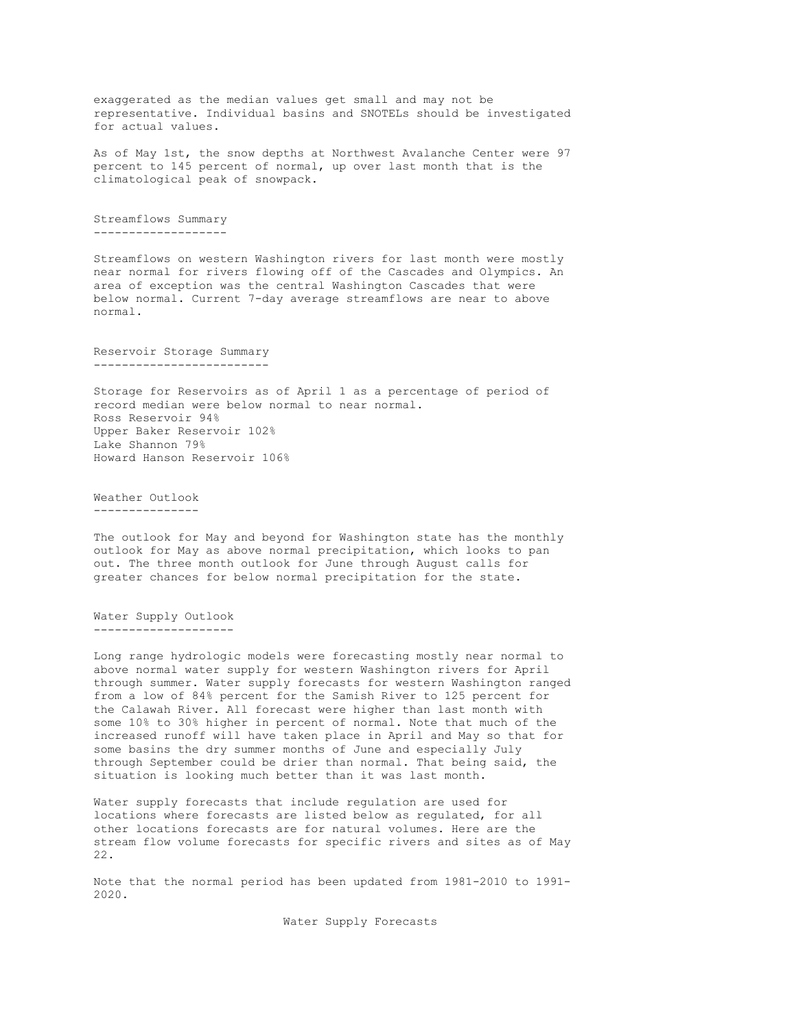exaggerated as the median values get small and may not be representative. Individual basins and SNOTELs should be investigated for actual values.

As of May 1st, the snow depths at Northwest Avalanche Center were 97 percent to 145 percent of normal, up over last month that is the climatological peak of snowpack.

## Streamflows Summary

Streamflows on western Washington rivers for last month were mostly near normal for rivers flowing off of the Cascades and Olympics. An area of exception was the central Washington Cascades that were below normal. Current 7-day average streamflows are near to above normal.

## Reservoir Storage Summary

Storage for Reservoirs as of April 1 as a percentage of period of record median were below normal to near normal.
Ross Reservoir 94%
Upper Baker Reservoir 102%
Lake Shannon 79%
Howard Hanson Reservoir 106%

## Weather Outlook

The outlook for May and beyond for Washington state has the monthly outlook for May as above normal precipitation, which looks to pan out. The three month outlook for June through August calls for greater chances for below normal precipitation for the state.

## Water Supply Outlook

Long range hydrologic models were forecasting mostly near normal to above normal water supply for western Washington rivers for April through summer. Water supply forecasts for western Washington ranged from a low of 84% percent for the Samish River to 125 percent for the Calawah River. All forecast were higher than last month with some 10% to 30% higher in percent of normal. Note that much of the increased runoff will have taken place in April and May so that for some basins the dry summer months of June and especially July through September could be drier than normal. That being said, the situation is looking much better than it was last month.

Water supply forecasts that include regulation are used for locations where forecasts are listed below as regulated, for all other locations forecasts are for natural volumes. Here are the stream flow volume forecasts for specific rivers and sites as of May 22.

Note that the normal period has been updated from 1981-2010 to 1991-2020.

Water Supply Forecasts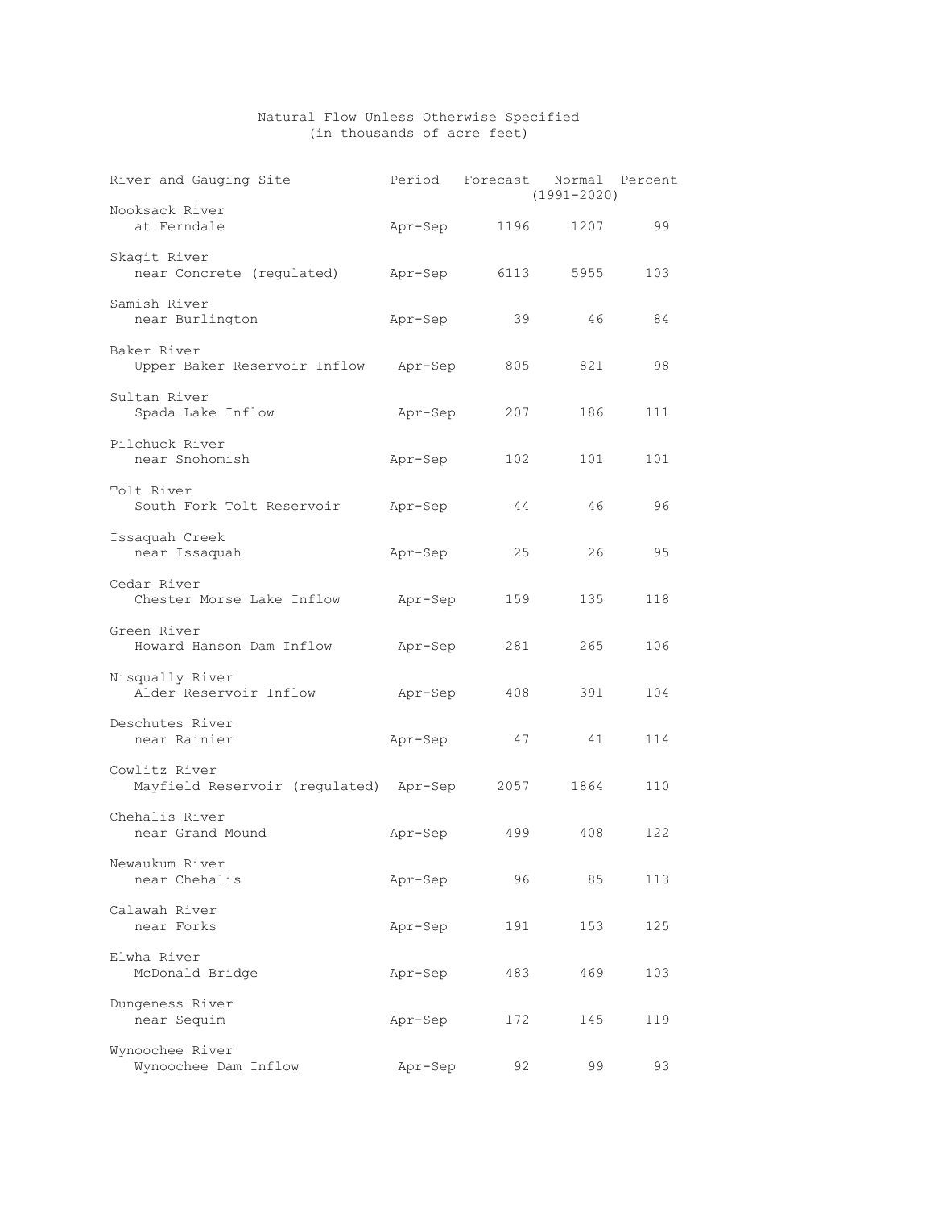Natural Flow Unless Otherwise Specified
(in thousands of acre feet)

| River and Gauging Site | Period | Forecast | Normal (1991-2020) | Percent |
|---|---|---|---|---|
| Nooksack River<br>at Ferndale | Apr-Sep | 1196 | 1207 | 99 |
| Skagit River<br>near Concrete (regulated) | Apr-Sep | 6113 | 5955 | 103 |
| Samish River<br>near Burlington | Apr-Sep | 39 | 46 | 84 |
| Baker River<br>Upper Baker Reservoir Inflow | Apr-Sep | 805 | 821 | 98 |
| Sultan River<br>Spada Lake Inflow | Apr-Sep | 207 | 186 | 111 |
| Pilchuck River<br>near Snohomish | Apr-Sep | 102 | 101 | 101 |
| Tolt River<br>South Fork Tolt Reservoir | Apr-Sep | 44 | 46 | 96 |
| Issaquah Creek<br>near Issaquah | Apr-Sep | 25 | 26 | 95 |
| Cedar River<br>Chester Morse Lake Inflow | Apr-Sep | 159 | 135 | 118 |
| Green River<br>Howard Hanson Dam Inflow | Apr-Sep | 281 | 265 | 106 |
| Nisqually River<br>Alder Reservoir Inflow | Apr-Sep | 408 | 391 | 104 |
| Deschutes River<br>near Rainier | Apr-Sep | 47 | 41 | 114 |
| Cowlitz River<br>Mayfield Reservoir (regulated) | Apr-Sep | 2057 | 1864 | 110 |
| Chehalis River<br>near Grand Mound | Apr-Sep | 499 | 408 | 122 |
| Newaukum River<br>near Chehalis | Apr-Sep | 96 | 85 | 113 |
| Calawah River<br>near Forks | Apr-Sep | 191 | 153 | 125 |
| Elwha River<br>McDonald Bridge | Apr-Sep | 483 | 469 | 103 |
| Dungeness River<br>near Sequim | Apr-Sep | 172 | 145 | 119 |
| Wynoochee River<br>Wynoochee Dam Inflow | Apr-Sep | 92 | 99 | 93 |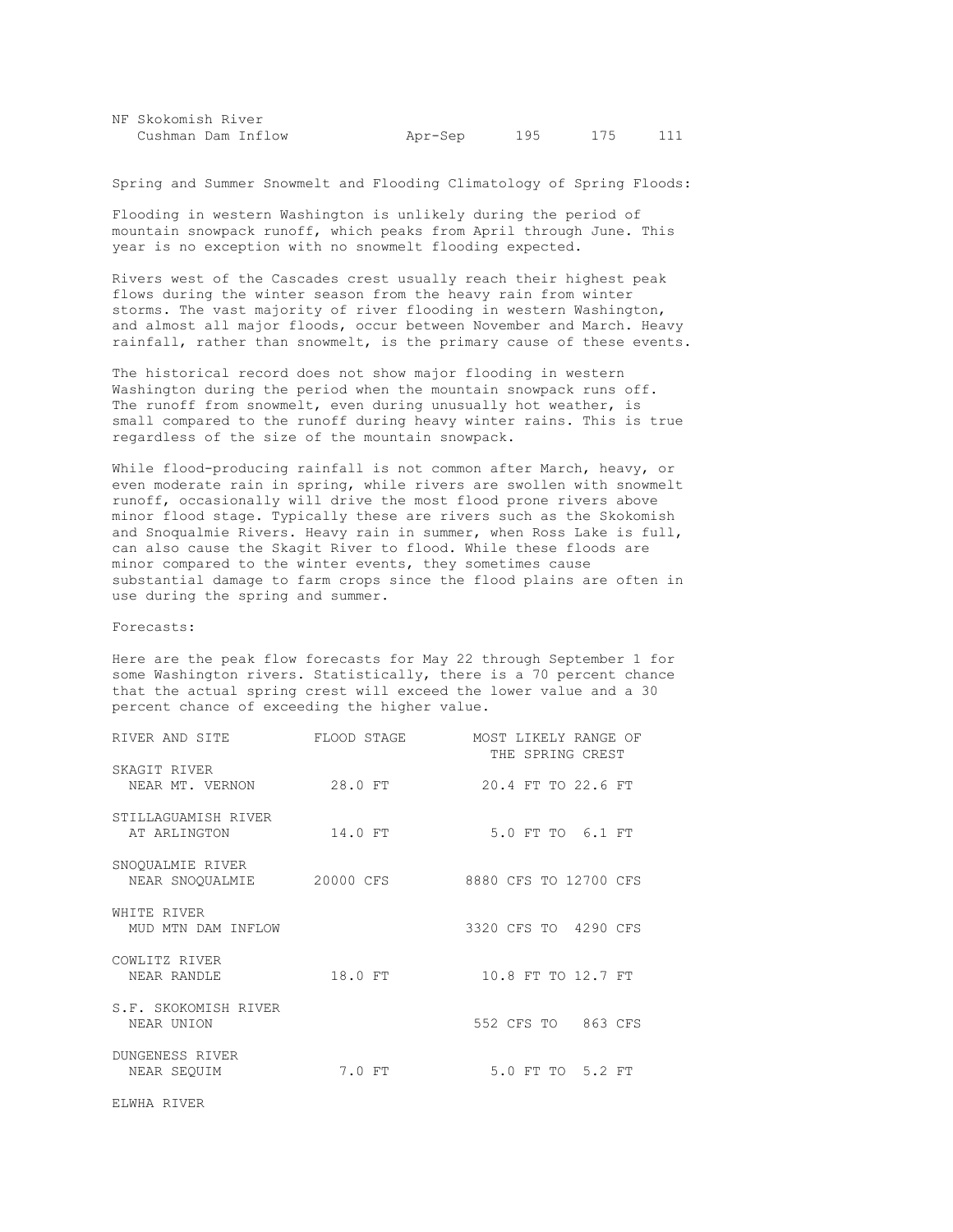| NF Skokomish River | | | | |
|---|---|---|---|---|
| Cushman Dam Inflow | Apr-Sep | 195 | 175 | 111 |

Spring and Summer Snowmelt and Flooding Climatology of Spring Floods:

Flooding in western Washington is unlikely during the period of mountain snowpack runoff, which peaks from April through June. This year is no exception with no snowmelt flooding expected.

Rivers west of the Cascades crest usually reach their highest peak flows during the winter season from the heavy rain from winter storms. The vast majority of river flooding in western Washington, and almost all major floods, occur between November and March. Heavy rainfall, rather than snowmelt, is the primary cause of these events.

The historical record does not show major flooding in western Washington during the period when the mountain snowpack runs off. The runoff from snowmelt, even during unusually hot weather, is small compared to the runoff during heavy winter rains. This is true regardless of the size of the mountain snowpack.

While flood-producing rainfall is not common after March, heavy, or even moderate rain in spring, while rivers are swollen with snowmelt runoff, occasionally will drive the most flood prone rivers above minor flood stage. Typically these are rivers such as the Skokomish and Snoqualmie Rivers. Heavy rain in summer, when Ross Lake is full, can also cause the Skagit River to flood. While these floods are minor compared to the winter events, they sometimes cause substantial damage to farm crops since the flood plains are often in use during the spring and summer.

Forecasts:

Here are the peak flow forecasts for May 22 through September 1 for some Washington rivers. Statistically, there is a 70 percent chance that the actual spring crest will exceed the lower value and a 30 percent chance of exceeding the higher value.

| RIVER AND SITE | FLOOD STAGE | MOST LIKELY RANGE OF THE SPRING CREST |
|---|---|---|
| SKAGIT RIVER NEAR MT. VERNON | 28.0 FT | 20.4 FT TO 22.6 FT |
| STILLAGUAMISH RIVER AT ARLINGTON | 14.0 FT | 5.0 FT TO 6.1 FT |
| SNOQUALMIE RIVER NEAR SNOQUALMIE | 20000 CFS | 8880 CFS TO 12700 CFS |
| WHITE RIVER MUD MTN DAM INFLOW | | 3320 CFS TO 4290 CFS |
| COWLITZ RIVER NEAR RANDLE | 18.0 FT | 10.8 FT TO 12.7 FT |
| S.F. SKOKOMISH RIVER NEAR UNION | | 552 CFS TO 863 CFS |
| DUNGENESS RIVER NEAR SEQUIM | 7.0 FT | 5.0 FT TO 5.2 FT |
| ELWHA RIVER | | |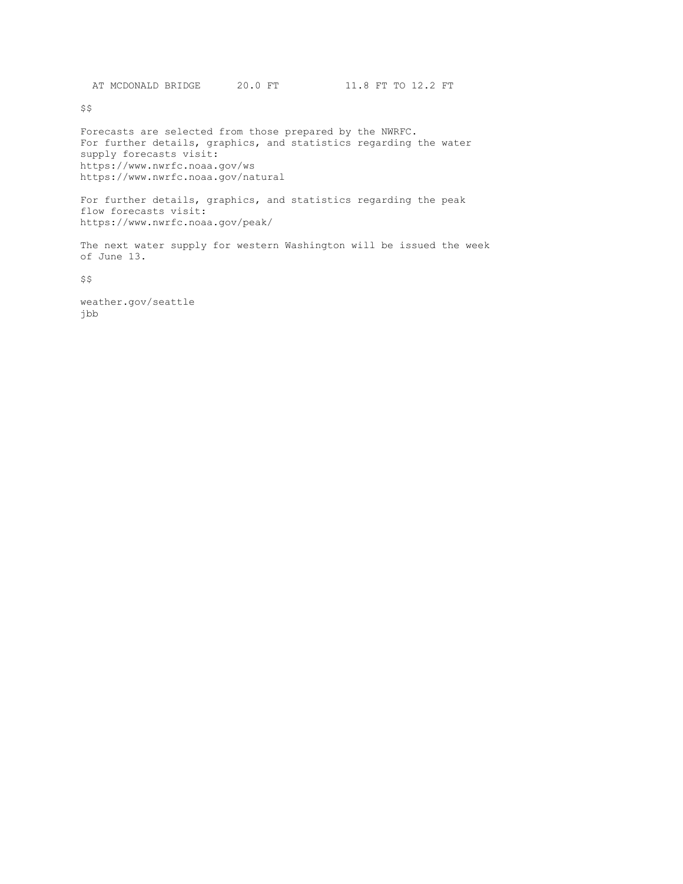AT MCDONALD BRIDGE      20.0 FT          11.8 FT TO 12.2 FT

$$

Forecasts are selected from those prepared by the NWRFC.
For further details, graphics, and statistics regarding the water supply forecasts visit:
https://www.nwrfc.noaa.gov/ws
https://www.nwrfc.noaa.gov/natural

For further details, graphics, and statistics regarding the peak flow forecasts visit:
https://www.nwrfc.noaa.gov/peak/

The next water supply for western Washington will be issued the week of June 13.

$$

weather.gov/seattle
jbb